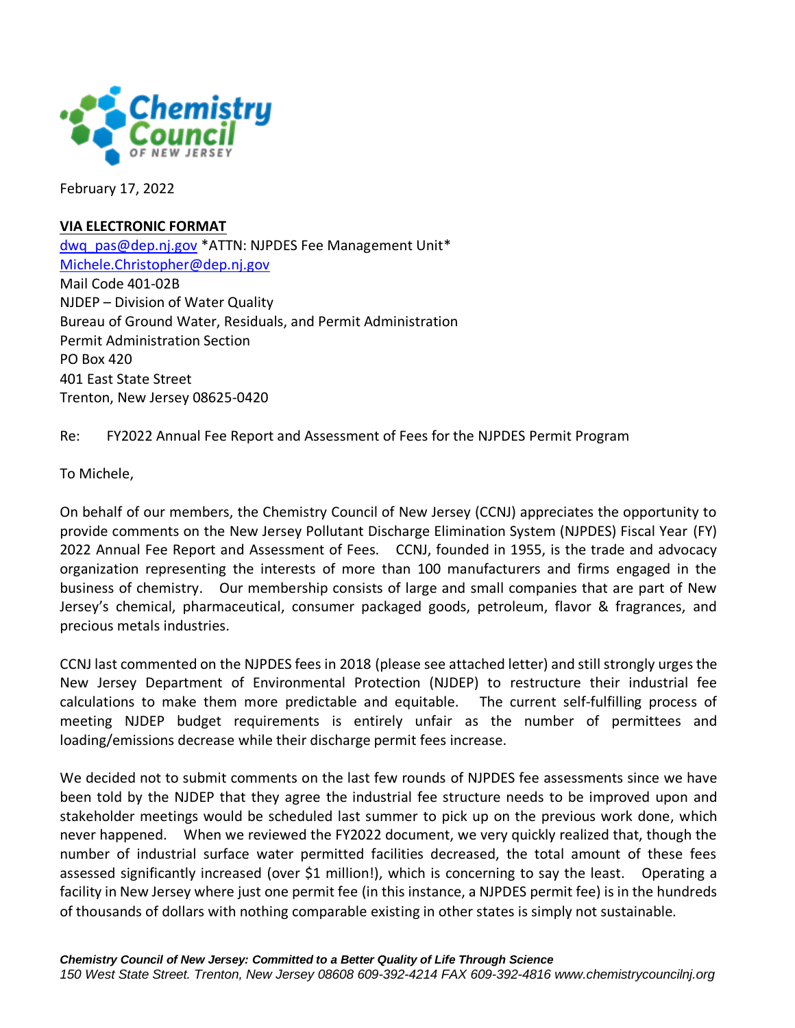February 17, 2022

**VIA ELECTRONIC FORMAT**
dwq_pas@dep.nj.gov *ATTN: NJPDES Fee Management Unit*
Michele.Christopher@dep.nj.gov
Mail Code 401-02B
NJDEP – Division of Water Quality
Bureau of Ground Water, Residuals, and Permit Administration
Permit Administration Section
PO Box 420
401 East State Street
Trenton, New Jersey 08625-0420

Re: FY2022 Annual Fee Report and Assessment of Fees for the NJPDES Permit Program

To Michele,

On behalf of our members, the Chemistry Council of New Jersey (CCNJ) appreciates the opportunity to provide comments on the New Jersey Pollutant Discharge Elimination System (NJPDES) Fiscal Year (FY) 2022 Annual Fee Report and Assessment of Fees. CCNJ, founded in 1955, is the trade and advocacy organization representing the interests of more than 100 manufacturers and firms engaged in the business of chemistry. Our membership consists of large and small companies that are part of New Jersey's chemical, pharmaceutical, consumer packaged goods, petroleum, flavor & fragrances, and precious metals industries.

CCNJ last commented on the NJPDES fees in 2018 (please see attached letter) and still strongly urges the New Jersey Department of Environmental Protection (NJDEP) to restructure their industrial fee calculations to make them more predictable and equitable. The current self-fulfilling process of meeting NJDEP budget requirements is entirely unfair as the number of permittees and loading/emissions decrease while their discharge permit fees increase.

We decided not to submit comments on the last few rounds of NJPDES fee assessments since we have been told by the NJDEP that they agree the industrial fee structure needs to be improved upon and stakeholder meetings would be scheduled last summer to pick up on the previous work done, which never happened. When we reviewed the FY2022 document, we very quickly realized that, though the number of industrial surface water permitted facilities decreased, the total amount of these fees assessed significantly increased (over $1 million!), which is concerning to say the least. Operating a facility in New Jersey where just one permit fee (in this instance, a NJPDES permit fee) is in the hundreds of thousands of dollars with nothing comparable existing in other states is simply not sustainable.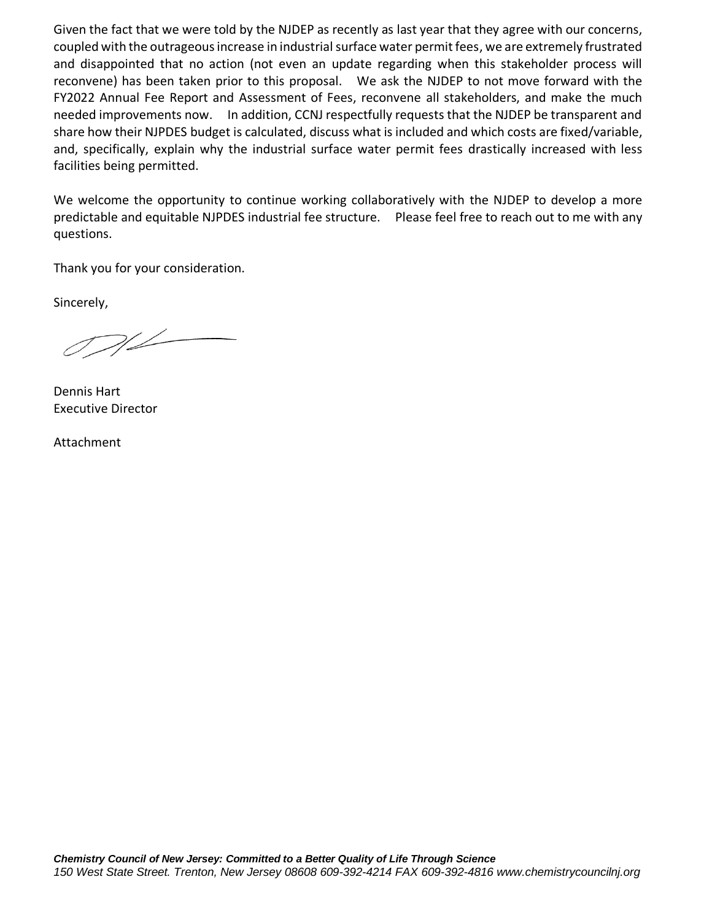Given the fact that we were told by the NJDEP as recently as last year that they agree with our concerns, coupled with the outrageous increase in industrial surface water permit fees, we are extremely frustrated and disappointed that no action (not even an update regarding when this stakeholder process will reconvene) has been taken prior to this proposal. We ask the NJDEP to not move forward with the FY2022 Annual Fee Report and Assessment of Fees, reconvene all stakeholders, and make the much needed improvements now. In addition, CCNJ respectfully requests that the NJDEP be transparent and share how their NJPDES budget is calculated, discuss what is included and which costs are fixed/variable, and, specifically, explain why the industrial surface water permit fees drastically increased with less facilities being permitted.

We welcome the opportunity to continue working collaboratively with the NJDEP to develop a more predictable and equitable NJPDES industrial fee structure. Please feel free to reach out to me with any questions.

Thank you for your consideration.

Sincerely,

Dennis Hart
Executive Director

Attachment

***Chemistry Council of New Jersey: Committed to a Better Quality of Life Through Science***
*150 West State Street. Trenton, New Jersey 08608 609-392-4214 FAX 609-392-4816 www.chemistrycouncilnj.org*